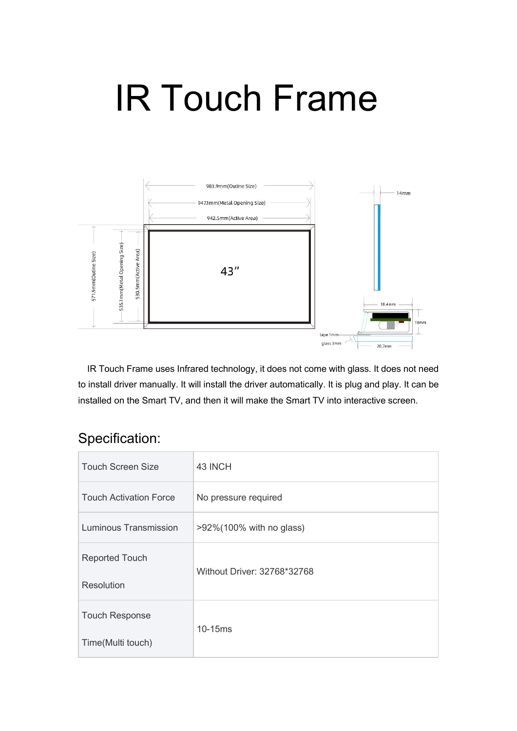# IR Touch Frame

IR Touch Frame uses Infrared technology, it does not come with glass. It does not need to install driver manually. It will install the driver automatically. It is plug and play. It can be installed on the Smart TV, and then it will make the Smart TV into interactive screen.

## Specification:

| Touch Screen Size | 43 INCH |
|---|---|
| Touch Activation Force | No pressure required |
| Luminous Transmission | >92%(100% with no glass) |
| Reported Touch Resolution | Without Driver: 32768*32768 |
| Touch Response Time(Multi touch) | 10-15ms |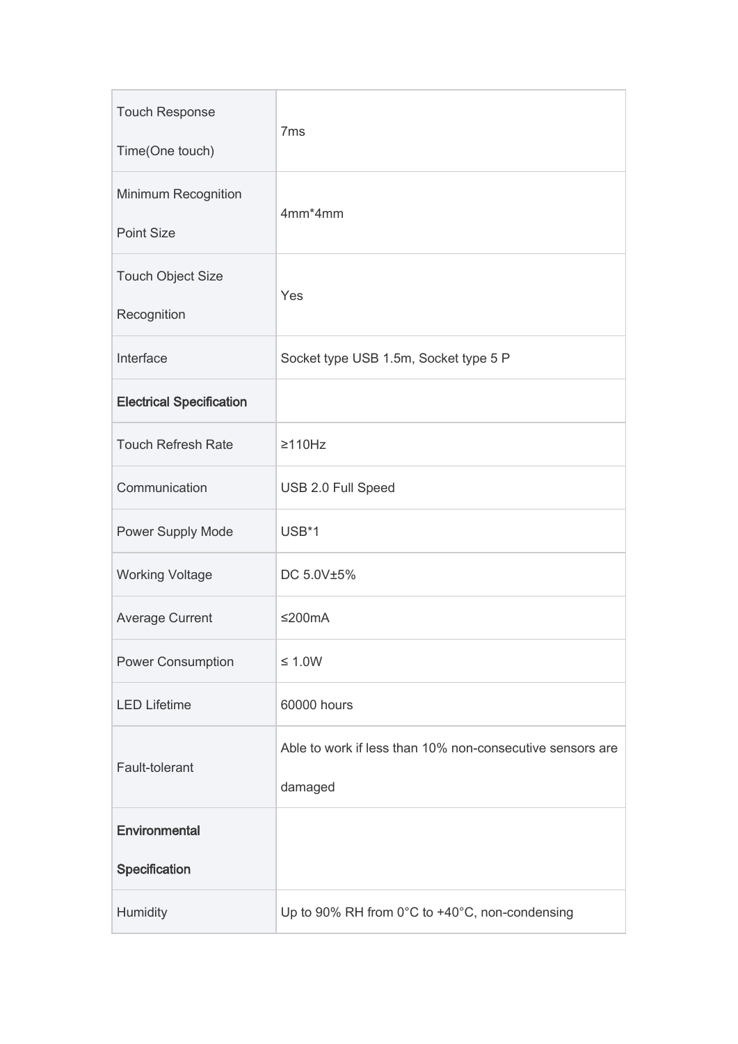| | |
|---|---|
| Touch Response Time(One touch) | 7ms |
| Minimum Recognition Point Size | 4mm*4mm |
| Touch Object Size Recognition | Yes |
| Interface | Socket type USB 1.5m, Socket type 5 P |
| **Electrical Specification** | |
| Touch Refresh Rate | ≥110Hz |
| Communication | USB 2.0 Full Speed |
| Power Supply Mode | USB*1 |
| Working Voltage | DC 5.0V±5% |
| Average Current | ≤200mA |
| Power Consumption | ≤ 1.0W |
| LED Lifetime | 60000 hours |
| Fault-tolerant | Able to work if less than 10% non-consecutive sensors are damaged |
| **Environmental Specification** | |
| Humidity | Up to 90% RH from 0°C to +40°C, non-condensing |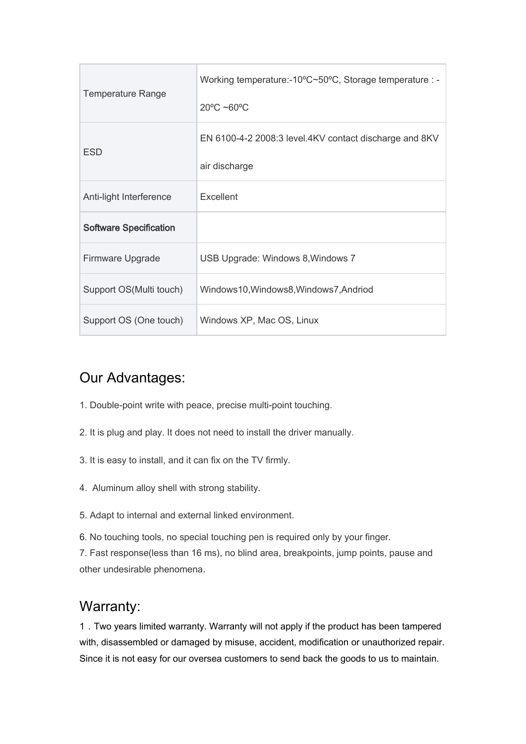| Temperature Range | Working temperature:-10ºC~50ºC, Storage temperature : -20ºC ~60ºC |
| --- | --- |
| ESD | EN 6100-4-2 2008:3 level.4KV contact discharge and 8KV air discharge |
| Anti-light Interference | Excellent |
| **Software Specification** | |
| Firmware Upgrade | USB Upgrade: Windows 8,Windows 7 |
| Support OS(Multi touch) | Windows10,Windows8,Windows7,Andriod |
| Support OS (One touch) | Windows XP, Mac OS, Linux |

## Our Advantages:

1. Double-point write with peace, precise multi-point touching.

2. It is plug and play. It does not need to install the driver manually.

3. It is easy to install, and it can fix on the TV firmly.

4. Aluminum alloy shell with strong stability.

5. Adapt to internal and external linked environment.

6. No touching tools, no special touching pen is required only by your finger.
7. Fast response(less than 16 ms), no blind area, breakpoints, jump points, pause and other undesirable phenomena.

## Warranty:

1．Two years limited warranty. Warranty will not apply if the product has been tampered with, disassembled or damaged by misuse, accident, modification or unauthorized repair. Since it is not easy for our oversea customers to send back the goods to us to maintain.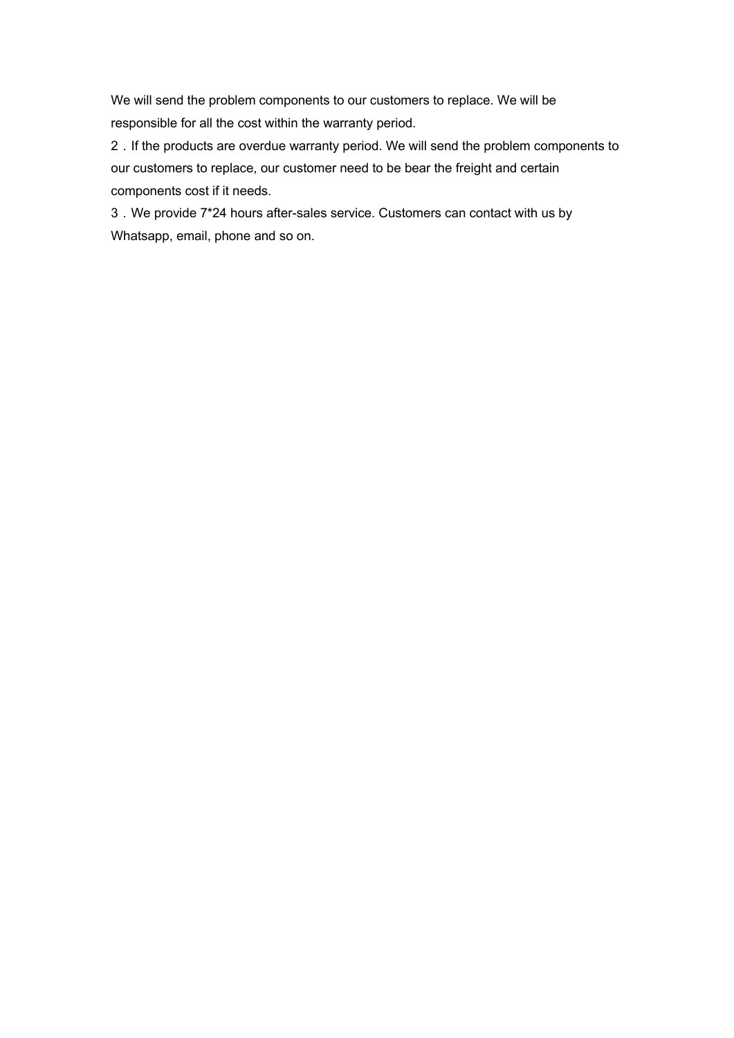We will send the problem components to our customers to replace. We will be responsible for all the cost within the warranty period.

2．If the products are overdue warranty period. We will send the problem components to our customers to replace, our customer need to be bear the freight and certain components cost if it needs.

3．We provide 7*24 hours after-sales service. Customers can contact with us by Whatsapp, email, phone and so on.